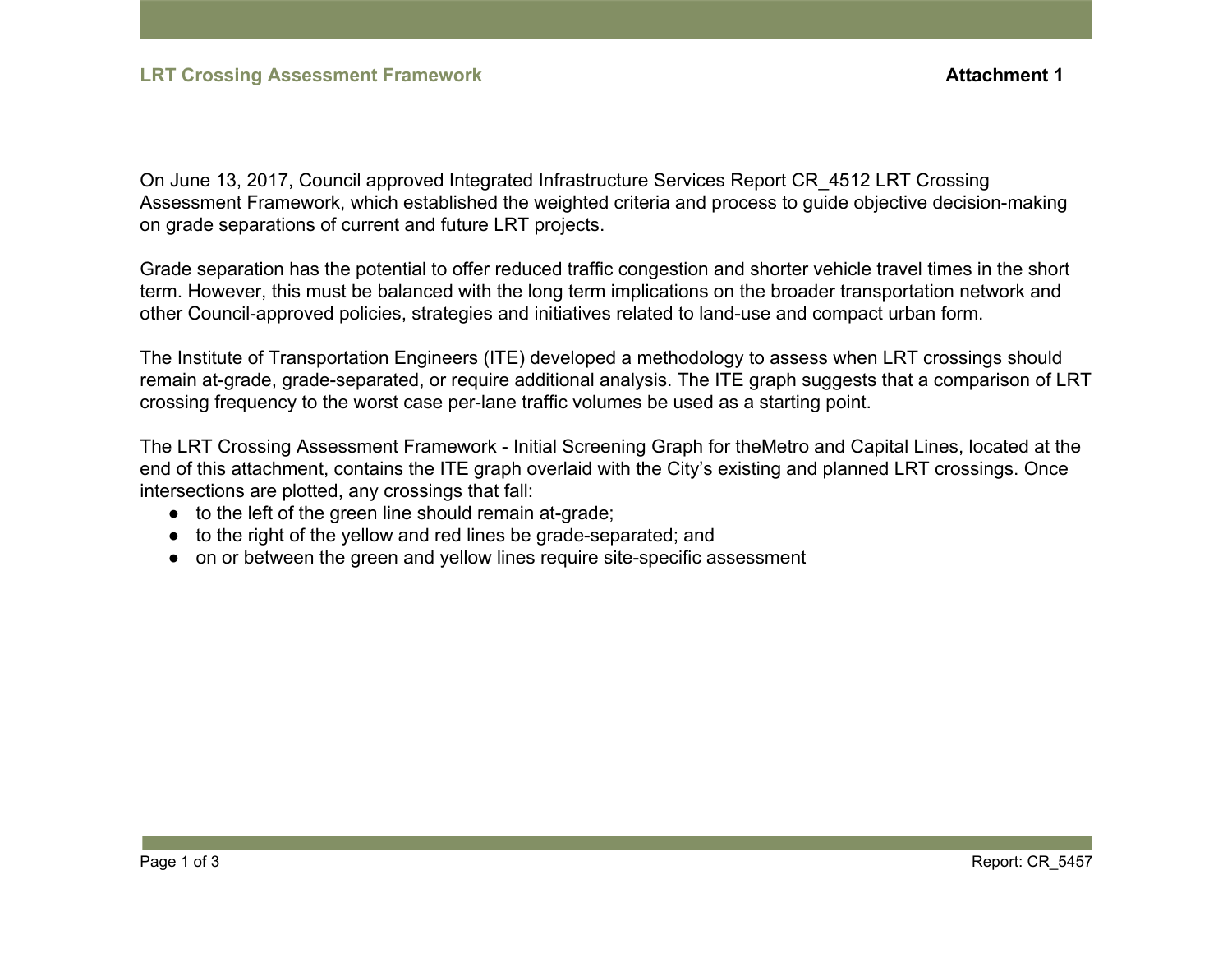**LRT Crossing Assessment Framework** **Attachment 1**

On June 13, 2017, Council approved Integrated Infrastructure Services Report CR_4512 LRT Crossing Assessment Framework, which established the weighted criteria and process to guide objective decision-making on grade separations of current and future LRT projects.

Grade separation has the potential to offer reduced traffic congestion and shorter vehicle travel times in the short term. However, this must be balanced with the long term implications on the broader transportation network and other Council-approved policies, strategies and initiatives related to land-use and compact urban form.

The Institute of Transportation Engineers (ITE) developed a methodology to assess when LRT crossings should remain at-grade, grade-separated, or require additional analysis. The ITE graph suggests that a comparison of LRT crossing frequency to the worst case per-lane traffic volumes be used as a starting point.

The LRT Crossing Assessment Framework - Initial Screening Graph for theMetro and Capital Lines, located at the end of this attachment, contains the ITE graph overlaid with the City's existing and planned LRT crossings. Once intersections are plotted, any crossings that fall:

- to the left of the green line should remain at-grade;
- to the right of the yellow and red lines be grade-separated; and
- on or between the green and yellow lines require site-specific assessment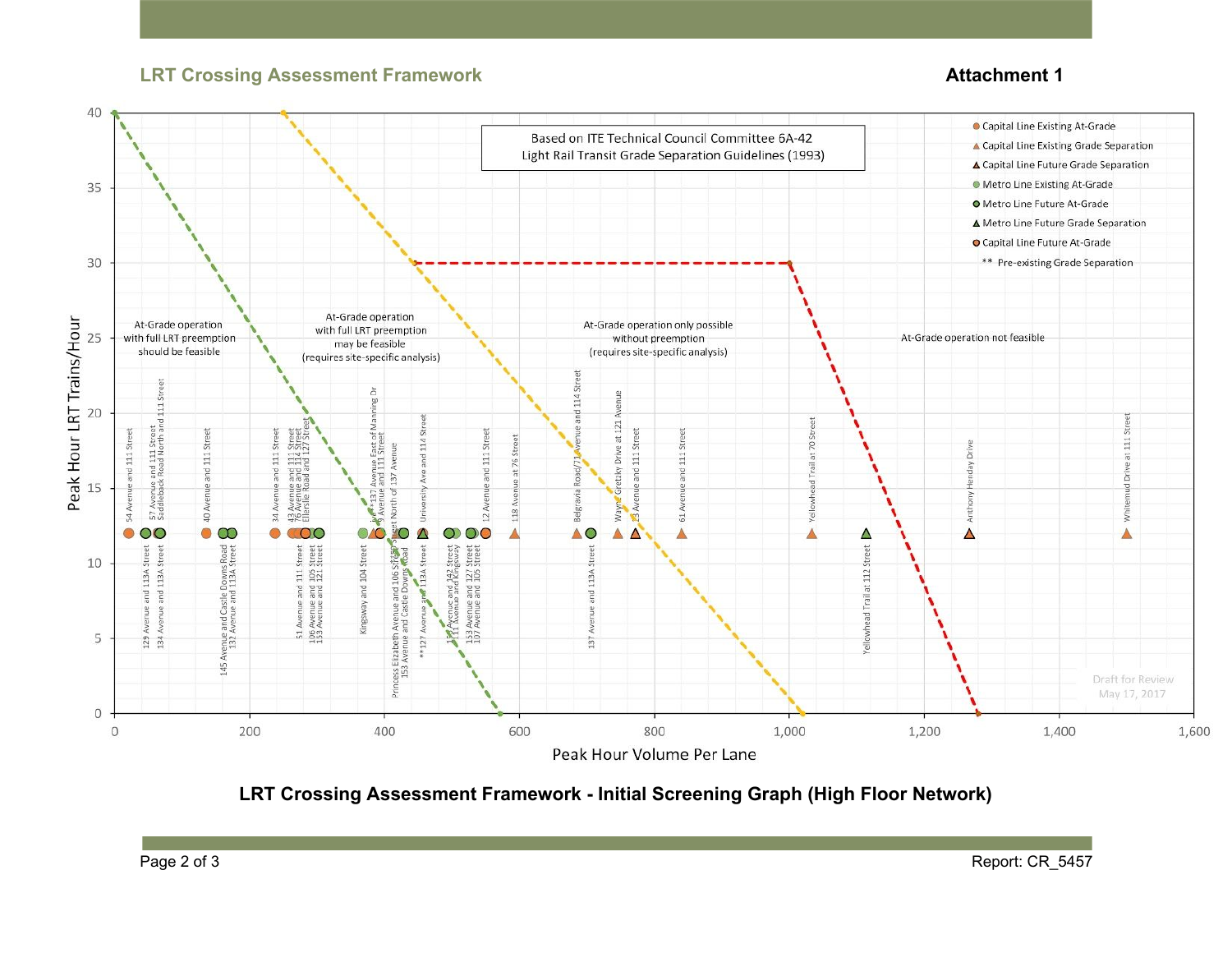## LRT Crossing Assessment Framework

**Attachment 1**

Based on ITE Technical Council Committee 6A-42
Light Rail Transit Grade Separation Guidelines (1993)

- Capital Line Existing At-Grade
- Capital Line Existing Grade Separation
- Capital Line Future Grade Separation
- Metro Line Existing At-Grade
- Metro Line Future At-Grade
- Metro Line Future Grade Separation
- Capital Line Future At-Grade
- ** Pre-existing Grade Separation

At-Grade operation with full LRT preemption should be feasible

At-Grade operation with full LRT preemption may be feasible (requires site-specific analysis)

At-Grade operation only possible without preemption (requires site-specific analysis)

At-Grade operation not feasible

Peak Hour LRT Trains/Hour

Peak Hour Volume Per Lane

54 Avenue and 111 Street, 57 Avenue and 111 Street, Saddleback Road North and 111 Street, 40 Avenue and 111 Street, 34 Avenue and 111 Street, 43 Avenue and 111 Street, 76 Avenue and 114 Street, Ellerslie Road and 127 Street, 137 Avenue East of Manning Dr, 99 Avenue and 111 Street, Street North of 137 Avenue, University Ave and 114 Street, 12 Avenue and 111 Street, 118 Avenue at 76 Street, Belgravia Road/71 Avenue and 114 Street, Wayne Gretzky Drive at 121 Avenue, 23 Avenue and 111 Street, 61 Avenue and 111 Street, Yellowhead Trail at 70 Street, Anthony Henday Drive, Whitemud Drive at 111 Street

129 Avenue and 113A Street, 134 Avenue and 113A Street, 145 Avenue and Castle Downs Road, 132 Avenue and 113A Street, 51 Avenue and 111 Street, 106 Avenue and 105 Street, 153 Avenue and 121 Street, Kingsway and 104 Street, Princess Elizabeth Avenue and 106 Street, 153 Avenue and Castle Downs Road, **127 Avenue and 113A Street, 104 Avenue and 142 Street, 111 Avenue and Kingsway, 153 Avenue and 127 Street, 107 Avenue and 105 Street, 137 Avenue and 113A Street, Yellowhead Trail at 112 Street

Draft for Review
May 17, 2017

**LRT Crossing Assessment Framework - Initial Screening Graph (High Floor Network)**

Report: CR_5457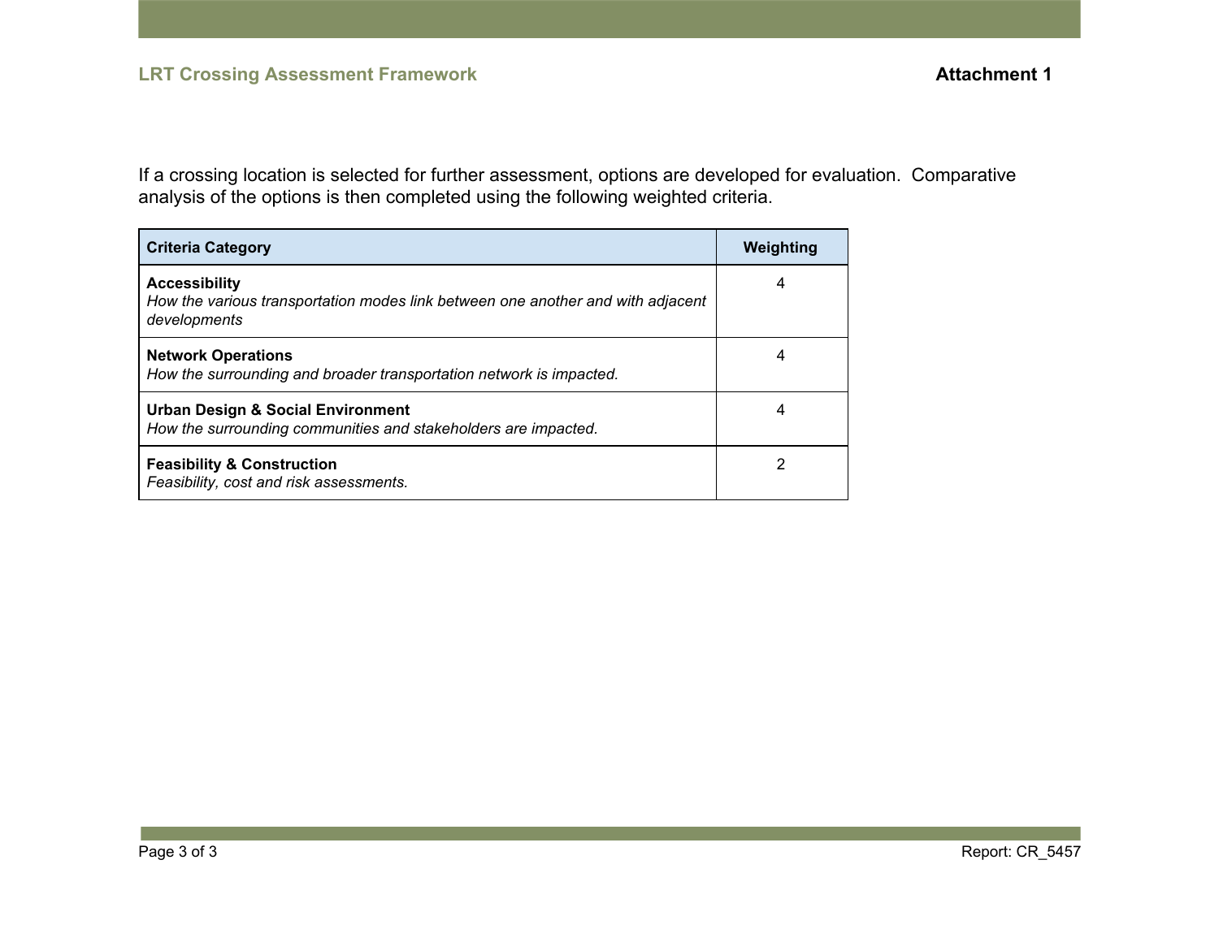If a crossing location is selected for further assessment, options are developed for evaluation. Comparative analysis of the options is then completed using the following weighted criteria.

| Criteria Category | Weighting |
|---|---|
| **Accessibility**<br>*How the various transportation modes link between one another and with adjacent developments* | 4 |
| **Network Operations**<br>*How the surrounding and broader transportation network is impacted.* | 4 |
| **Urban Design & Social Environment**<br>*How the surrounding communities and stakeholders are impacted.* | 4 |
| **Feasibility & Construction**<br>*Feasibility, cost and risk assessments.* | 2 |